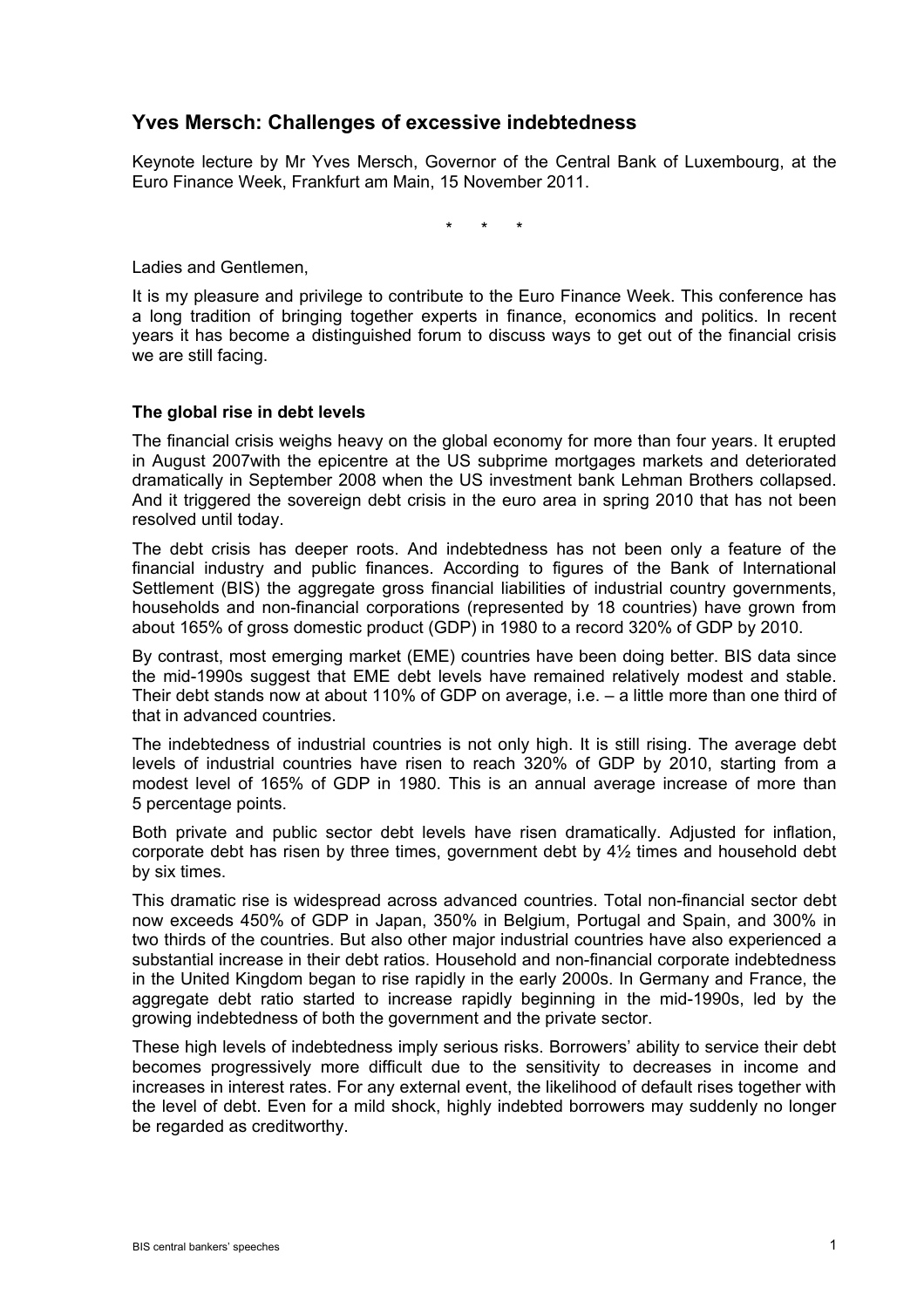## Yves Mersch: Challenges of excessive indebtedness

Keynote lecture by Mr Yves Mersch, Governor of the Central Bank of Luxembourg, at the Euro Finance Week, Frankfurt am Main, 15 November 2011.

\* \* \*

Ladies and Gentlemen,

It is my pleasure and privilege to contribute to the Euro Finance Week. This conference has a long tradition of bringing together experts in finance, economics and politics. In recent years it has become a distinguished forum to discuss ways to get out of the financial crisis we are still facing.

### The global rise in debt levels

The financial crisis weighs heavy on the global economy for more than four years. It erupted in August 2007with the epicentre at the US subprime mortgages markets and deteriorated dramatically in September 2008 when the US investment bank Lehman Brothers collapsed. And it triggered the sovereign debt crisis in the euro area in spring 2010 that has not been resolved until today.

The debt crisis has deeper roots. And indebtedness has not been only a feature of the financial industry and public finances. According to figures of the Bank of International Settlement (BIS) the aggregate gross financial liabilities of industrial country governments, households and non-financial corporations (represented by 18 countries) have grown from about 165% of gross domestic product (GDP) in 1980 to a record 320% of GDP by 2010.

By contrast, most emerging market (EME) countries have been doing better. BIS data since the mid-1990s suggest that EME debt levels have remained relatively modest and stable. Their debt stands now at about 110% of GDP on average, i.e. – a little more than one third of that in advanced countries.

The indebtedness of industrial countries is not only high. It is still rising. The average debt levels of industrial countries have risen to reach 320% of GDP by 2010, starting from a modest level of 165% of GDP in 1980. This is an annual average increase of more than 5 percentage points.

Both private and public sector debt levels have risen dramatically. Adjusted for inflation, corporate debt has risen by three times, government debt by 4½ times and household debt by six times.

This dramatic rise is widespread across advanced countries. Total non-financial sector debt now exceeds 450% of GDP in Japan, 350% in Belgium, Portugal and Spain, and 300% in two thirds of the countries. But also other major industrial countries have also experienced a substantial increase in their debt ratios. Household and non-financial corporate indebtedness in the United Kingdom began to rise rapidly in the early 2000s. In Germany and France, the aggregate debt ratio started to increase rapidly beginning in the mid-1990s, led by the growing indebtedness of both the government and the private sector.

These high levels of indebtedness imply serious risks. Borrowers' ability to service their debt becomes progressively more difficult due to the sensitivity to decreases in income and increases in interest rates. For any external event, the likelihood of default rises together with the level of debt. Even for a mild shock, highly indebted borrowers may suddenly no longer be regarded as creditworthy.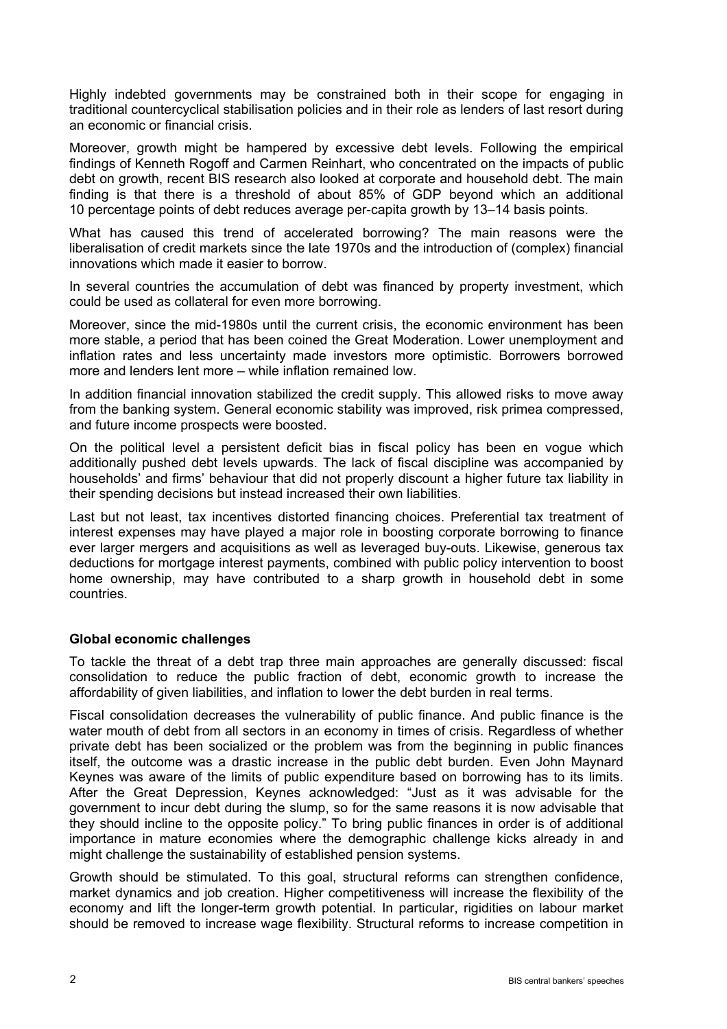Highly indebted governments may be constrained both in their scope for engaging in traditional countercyclical stabilisation policies and in their role as lenders of last resort during an economic or financial crisis.

Moreover, growth might be hampered by excessive debt levels. Following the empirical findings of Kenneth Rogoff and Carmen Reinhart, who concentrated on the impacts of public debt on growth, recent BIS research also looked at corporate and household debt. The main finding is that there is a threshold of about 85% of GDP beyond which an additional 10 percentage points of debt reduces average per-capita growth by 13–14 basis points.

What has caused this trend of accelerated borrowing? The main reasons were the liberalisation of credit markets since the late 1970s and the introduction of (complex) financial innovations which made it easier to borrow.

In several countries the accumulation of debt was financed by property investment, which could be used as collateral for even more borrowing.

Moreover, since the mid-1980s until the current crisis, the economic environment has been more stable, a period that has been coined the Great Moderation. Lower unemployment and inflation rates and less uncertainty made investors more optimistic. Borrowers borrowed more and lenders lent more – while inflation remained low.

In addition financial innovation stabilized the credit supply. This allowed risks to move away from the banking system. General economic stability was improved, risk primea compressed, and future income prospects were boosted.

On the political level a persistent deficit bias in fiscal policy has been en vogue which additionally pushed debt levels upwards. The lack of fiscal discipline was accompanied by households' and firms' behaviour that did not properly discount a higher future tax liability in their spending decisions but instead increased their own liabilities.

Last but not least, tax incentives distorted financing choices. Preferential tax treatment of interest expenses may have played a major role in boosting corporate borrowing to finance ever larger mergers and acquisitions as well as leveraged buy-outs. Likewise, generous tax deductions for mortgage interest payments, combined with public policy intervention to boost home ownership, may have contributed to a sharp growth in household debt in some countries.

**Global economic challenges**

To tackle the threat of a debt trap three main approaches are generally discussed: fiscal consolidation to reduce the public fraction of debt, economic growth to increase the affordability of given liabilities, and inflation to lower the debt burden in real terms.

Fiscal consolidation decreases the vulnerability of public finance. And public finance is the water mouth of debt from all sectors in an economy in times of crisis. Regardless of whether private debt has been socialized or the problem was from the beginning in public finances itself, the outcome was a drastic increase in the public debt burden. Even John Maynard Keynes was aware of the limits of public expenditure based on borrowing has to its limits. After the Great Depression, Keynes acknowledged: "Just as it was advisable for the government to incur debt during the slump, so for the same reasons it is now advisable that they should incline to the opposite policy." To bring public finances in order is of additional importance in mature economies where the demographic challenge kicks already in and might challenge the sustainability of established pension systems.

Growth should be stimulated. To this goal, structural reforms can strengthen confidence, market dynamics and job creation. Higher competitiveness will increase the flexibility of the economy and lift the longer-term growth potential. In particular, rigidities on labour market should be removed to increase wage flexibility. Structural reforms to increase competition in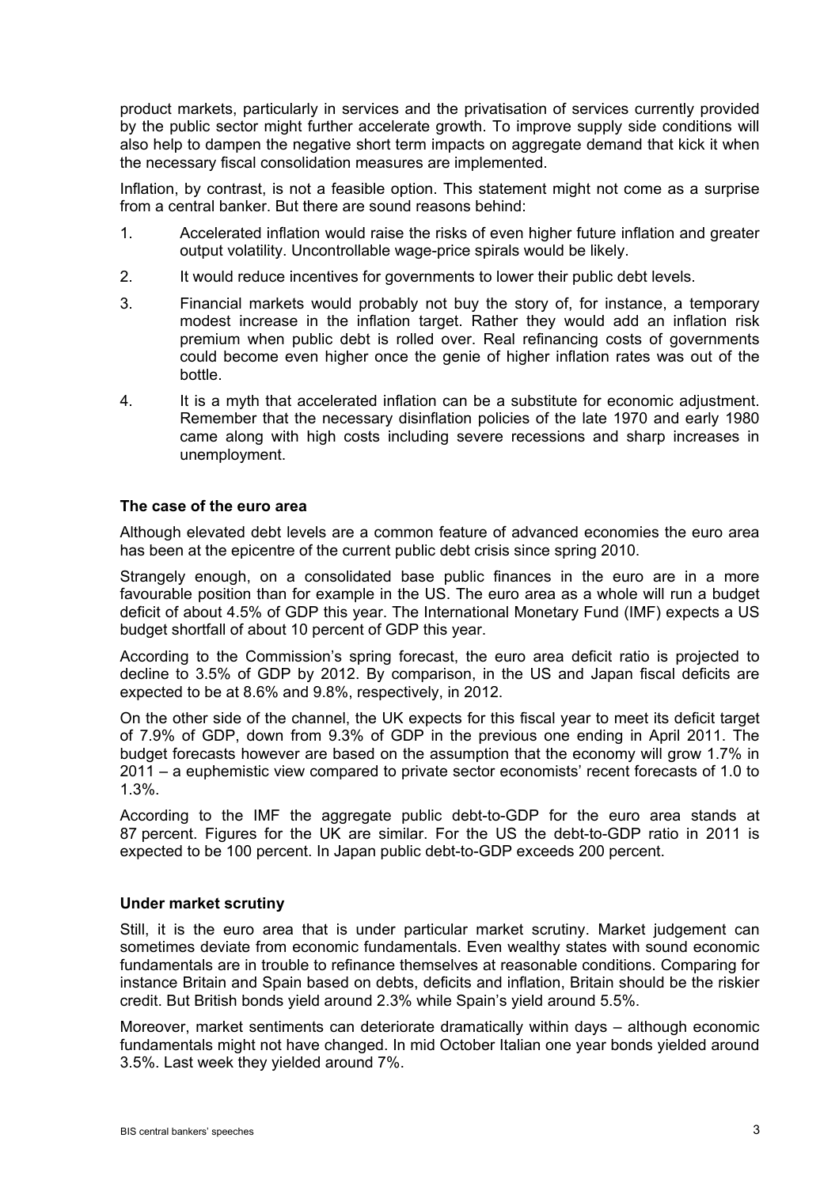product markets, particularly in services and the privatisation of services currently provided by the public sector might further accelerate growth. To improve supply side conditions will also help to dampen the negative short term impacts on aggregate demand that kick it when the necessary fiscal consolidation measures are implemented.

Inflation, by contrast, is not a feasible option. This statement might not come as a surprise from a central banker. But there are sound reasons behind:

1. Accelerated inflation would raise the risks of even higher future inflation and greater output volatility. Uncontrollable wage-price spirals would be likely.
2. It would reduce incentives for governments to lower their public debt levels.
3. Financial markets would probably not buy the story of, for instance, a temporary modest increase in the inflation target. Rather they would add an inflation risk premium when public debt is rolled over. Real refinancing costs of governments could become even higher once the genie of higher inflation rates was out of the bottle.
4. It is a myth that accelerated inflation can be a substitute for economic adjustment. Remember that the necessary disinflation policies of the late 1970 and early 1980 came along with high costs including severe recessions and sharp increases in unemployment.

**The case of the euro area**

Although elevated debt levels are a common feature of advanced economies the euro area has been at the epicentre of the current public debt crisis since spring 2010.

Strangely enough, on a consolidated base public finances in the euro are in a more favourable position than for example in the US. The euro area as a whole will run a budget deficit of about 4.5% of GDP this year. The International Monetary Fund (IMF) expects a US budget shortfall of about 10 percent of GDP this year.

According to the Commission's spring forecast, the euro area deficit ratio is projected to decline to 3.5% of GDP by 2012. By comparison, in the US and Japan fiscal deficits are expected to be at 8.6% and 9.8%, respectively, in 2012.

On the other side of the channel, the UK expects for this fiscal year to meet its deficit target of 7.9% of GDP, down from 9.3% of GDP in the previous one ending in April 2011. The budget forecasts however are based on the assumption that the economy will grow 1.7% in 2011 – a euphemistic view compared to private sector economists' recent forecasts of 1.0 to 1.3%.

According to the IMF the aggregate public debt-to-GDP for the euro area stands at 87 percent. Figures for the UK are similar. For the US the debt-to-GDP ratio in 2011 is expected to be 100 percent. In Japan public debt-to-GDP exceeds 200 percent.

**Under market scrutiny**

Still, it is the euro area that is under particular market scrutiny. Market judgement can sometimes deviate from economic fundamentals. Even wealthy states with sound economic fundamentals are in trouble to refinance themselves at reasonable conditions. Comparing for instance Britain and Spain based on debts, deficits and inflation, Britain should be the riskier credit. But British bonds yield around 2.3% while Spain's yield around 5.5%.

Moreover, market sentiments can deteriorate dramatically within days – although economic fundamentals might not have changed. In mid October Italian one year bonds yielded around 3.5%. Last week they yielded around 7%.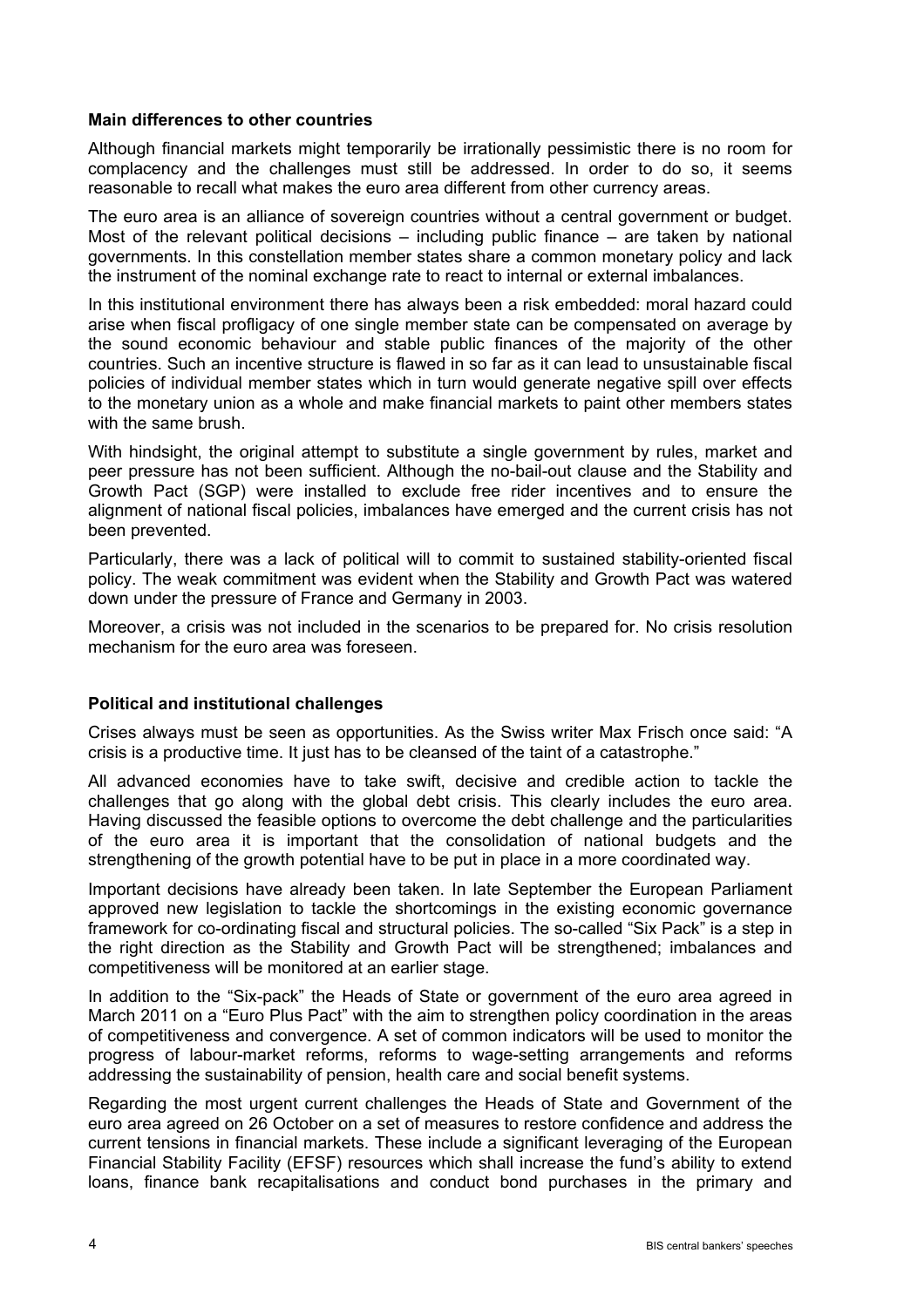### Main differences to other countries

Although financial markets might temporarily be irrationally pessimistic there is no room for complacency and the challenges must still be addressed. In order to do so, it seems reasonable to recall what makes the euro area different from other currency areas.

The euro area is an alliance of sovereign countries without a central government or budget. Most of the relevant political decisions – including public finance – are taken by national governments. In this constellation member states share a common monetary policy and lack the instrument of the nominal exchange rate to react to internal or external imbalances.

In this institutional environment there has always been a risk embedded: moral hazard could arise when fiscal profligacy of one single member state can be compensated on average by the sound economic behaviour and stable public finances of the majority of the other countries. Such an incentive structure is flawed in so far as it can lead to unsustainable fiscal policies of individual member states which in turn would generate negative spill over effects to the monetary union as a whole and make financial markets to paint other members states with the same brush.

With hindsight, the original attempt to substitute a single government by rules, market and peer pressure has not been sufficient. Although the no-bail-out clause and the Stability and Growth Pact (SGP) were installed to exclude free rider incentives and to ensure the alignment of national fiscal policies, imbalances have emerged and the current crisis has not been prevented.

Particularly, there was a lack of political will to commit to sustained stability-oriented fiscal policy. The weak commitment was evident when the Stability and Growth Pact was watered down under the pressure of France and Germany in 2003.

Moreover, a crisis was not included in the scenarios to be prepared for. No crisis resolution mechanism for the euro area was foreseen.

### Political and institutional challenges

Crises always must be seen as opportunities. As the Swiss writer Max Frisch once said: "A crisis is a productive time. It just has to be cleansed of the taint of a catastrophe."

All advanced economies have to take swift, decisive and credible action to tackle the challenges that go along with the global debt crisis. This clearly includes the euro area. Having discussed the feasible options to overcome the debt challenge and the particularities of the euro area it is important that the consolidation of national budgets and the strengthening of the growth potential have to be put in place in a more coordinated way.

Important decisions have already been taken. In late September the European Parliament approved new legislation to tackle the shortcomings in the existing economic governance framework for co-ordinating fiscal and structural policies. The so-called "Six Pack" is a step in the right direction as the Stability and Growth Pact will be strengthened; imbalances and competitiveness will be monitored at an earlier stage.

In addition to the "Six-pack" the Heads of State or government of the euro area agreed in March 2011 on a "Euro Plus Pact" with the aim to strengthen policy coordination in the areas of competitiveness and convergence. A set of common indicators will be used to monitor the progress of labour-market reforms, reforms to wage-setting arrangements and reforms addressing the sustainability of pension, health care and social benefit systems.

Regarding the most urgent current challenges the Heads of State and Government of the euro area agreed on 26 October on a set of measures to restore confidence and address the current tensions in financial markets. These include a significant leveraging of the European Financial Stability Facility (EFSF) resources which shall increase the fund's ability to extend loans, finance bank recapitalisations and conduct bond purchases in the primary and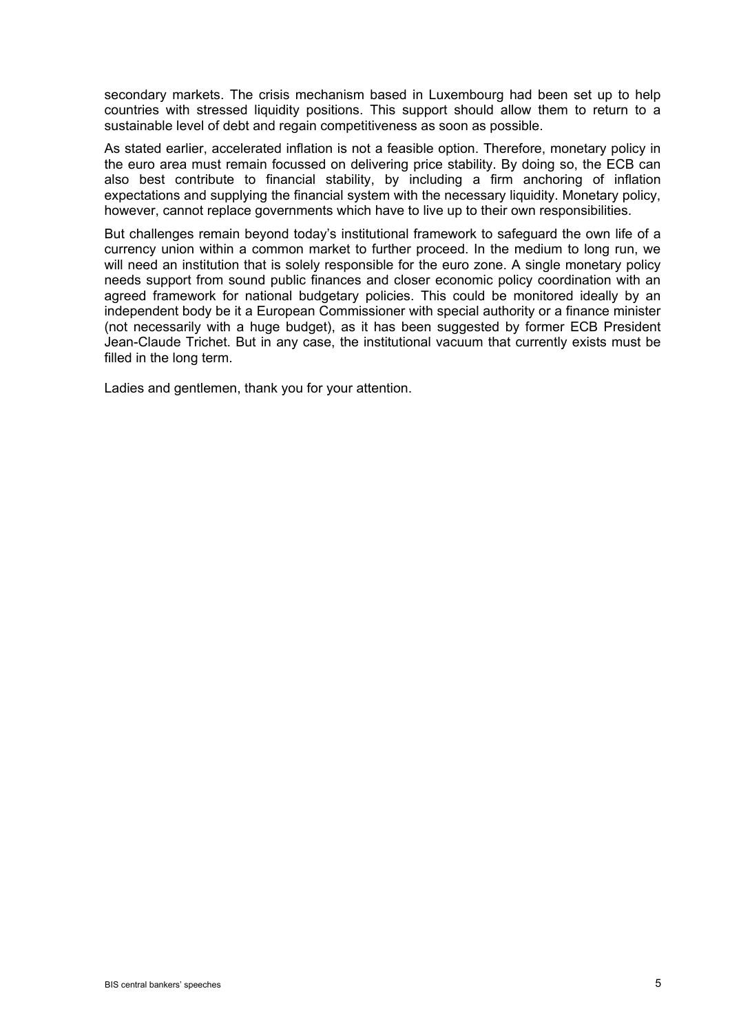secondary markets. The crisis mechanism based in Luxembourg had been set up to help countries with stressed liquidity positions. This support should allow them to return to a sustainable level of debt and regain competitiveness as soon as possible.

As stated earlier, accelerated inflation is not a feasible option. Therefore, monetary policy in the euro area must remain focussed on delivering price stability. By doing so, the ECB can also best contribute to financial stability, by including a firm anchoring of inflation expectations and supplying the financial system with the necessary liquidity. Monetary policy, however, cannot replace governments which have to live up to their own responsibilities.

But challenges remain beyond today's institutional framework to safeguard the own life of a currency union within a common market to further proceed. In the medium to long run, we will need an institution that is solely responsible for the euro zone. A single monetary policy needs support from sound public finances and closer economic policy coordination with an agreed framework for national budgetary policies. This could be monitored ideally by an independent body be it a European Commissioner with special authority or a finance minister (not necessarily with a huge budget), as it has been suggested by former ECB President Jean-Claude Trichet. But in any case, the institutional vacuum that currently exists must be filled in the long term.

Ladies and gentlemen, thank you for your attention.